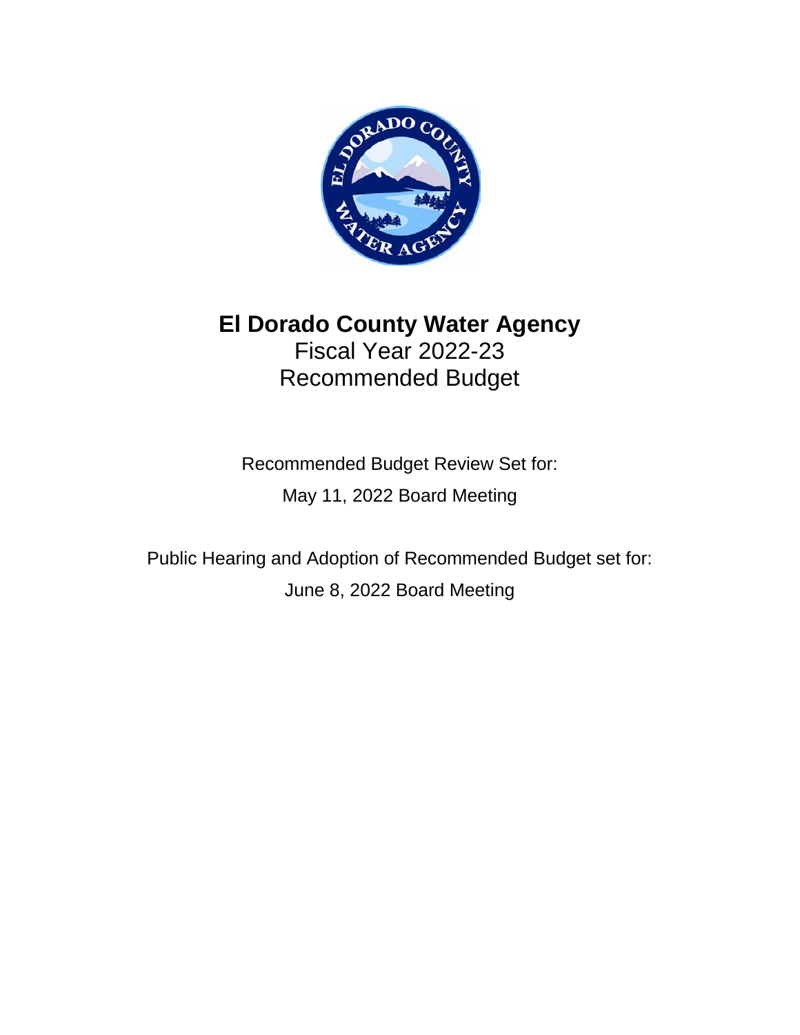# El Dorado County Water Agency

Fiscal Year 2022-23

Recommended Budget

Recommended Budget Review Set for:

May 11, 2022 Board Meeting

Public Hearing and Adoption of Recommended Budget set for:

June 8, 2022 Board Meeting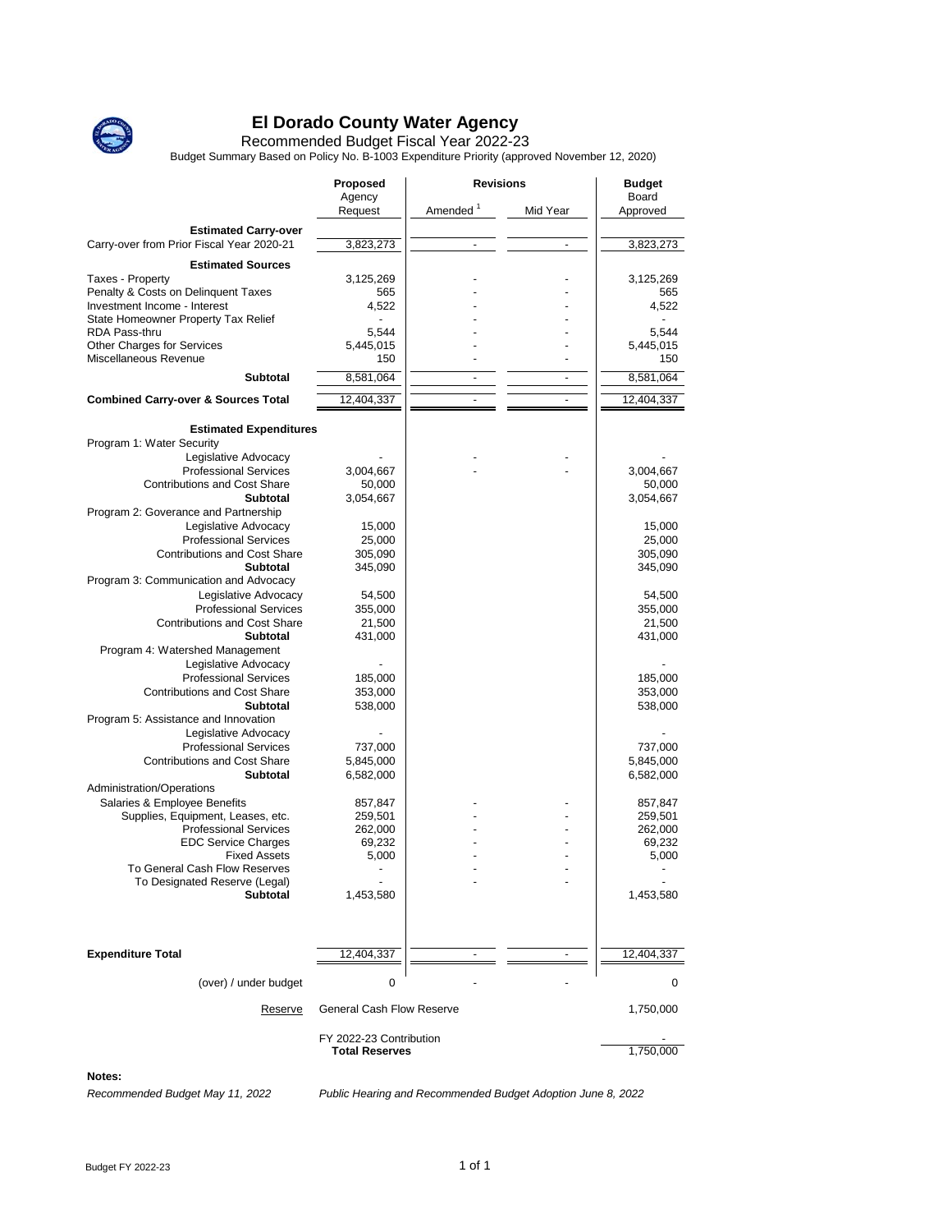# El Dorado County Water Agency

Recommended Budget Fiscal Year 2022-23

Budget Summary Based on Policy No. B-1003 Expenditure Priority (approved November 12, 2020)

| | Proposed | Revisions | | Budget |
|---|---|---|---|---|
| | Agency Request | Amended [1] | Mid Year | Board Approved |
| **Estimated Carry-over** | | | | |
| Carry-over from Prior Fiscal Year 2020-21 | 3,823,273 | - | - | 3,823,273 |
| **Estimated Sources** | | | | |
| Taxes - Property | 3,125,269 | - | - | 3,125,269 |
| Penalty & Costs on Delinquent Taxes | 565 | - | - | 565 |
| Investment Income - Interest | 4,522 | - | - | 4,522 |
| State Homeowner Property Tax Relief | - | - | - | - |
| RDA Pass-thru | 5,544 | - | - | 5,544 |
| Other Charges for Services | 5,445,015 | - | - | 5,445,015 |
| Miscellaneous Revenue | 150 | - | - | 150 |
| **Subtotal** | 8,581,064 | - | - | 8,581,064 |
| **Combined Carry-over & Sources Total** | 12,404,337 | - | - | 12,404,337 |
| **Estimated Expenditures** | | | | |
| Program 1: Water Security | | | | |
| Legislative Advocacy | - | - | - | - |
| Professional Services | 3,004,667 | - | - | 3,004,667 |
| Contributions and Cost Share | 50,000 | | | 50,000 |
| **Subtotal** | 3,054,667 | | | 3,054,667 |
| Program 2: Goverance and Partnership | | | | |
| Legislative Advocacy | 15,000 | | | 15,000 |
| Professional Services | 25,000 | | | 25,000 |
| Contributions and Cost Share | 305,090 | | | 305,090 |
| **Subtotal** | 345,090 | | | 345,090 |
| Program 3: Communication and Advocacy | | | | |
| Legislative Advocacy | 54,500 | | | 54,500 |
| Professional Services | 355,000 | | | 355,000 |
| Contributions and Cost Share | 21,500 | | | 21,500 |
| **Subtotal** | 431,000 | | | 431,000 |
| Program 4: Watershed Management | | | | |
| Legislative Advocacy | - | | | - |
| Professional Services | 185,000 | | | 185,000 |
| Contributions and Cost Share | 353,000 | | | 353,000 |
| **Subtotal** | 538,000 | | | 538,000 |
| Program 5: Assistance and Innovation | | | | |
| Legislative Advocacy | - | | | - |
| Professional Services | 737,000 | | | 737,000 |
| Contributions and Cost Share | 5,845,000 | | | 5,845,000 |
| **Subtotal** | 6,582,000 | | | 6,582,000 |
| Administration/Operations | | | | |
| Salaries & Employee Benefits | 857,847 | - | - | 857,847 |
| Supplies, Equipment, Leases, etc. | 259,501 | - | - | 259,501 |
| Professional Services | 262,000 | - | - | 262,000 |
| EDC Service Charges | 69,232 | - | - | 69,232 |
| Fixed Assets | 5,000 | - | - | 5,000 |
| To General Cash Flow Reserves | - | - | - | - |
| To Designated Reserve (Legal) | - | - | - | - |
| **Subtotal** | 1,453,580 | | | 1,453,580 |
| **Expenditure Total** | 12,404,337 | - | - | 12,404,337 |
| (over) / under budget | 0 | - | - | 0 |
| Reserve | General Cash Flow Reserve | | | 1,750,000 |
| | FY 2022-23 Contribution | | | - |
| | **Total Reserves** | | | 1,750,000 |

**Notes:**

*Recommended Budget May 11, 2022*

*Public Hearing and Recommended Budget Adoption June 8, 2022*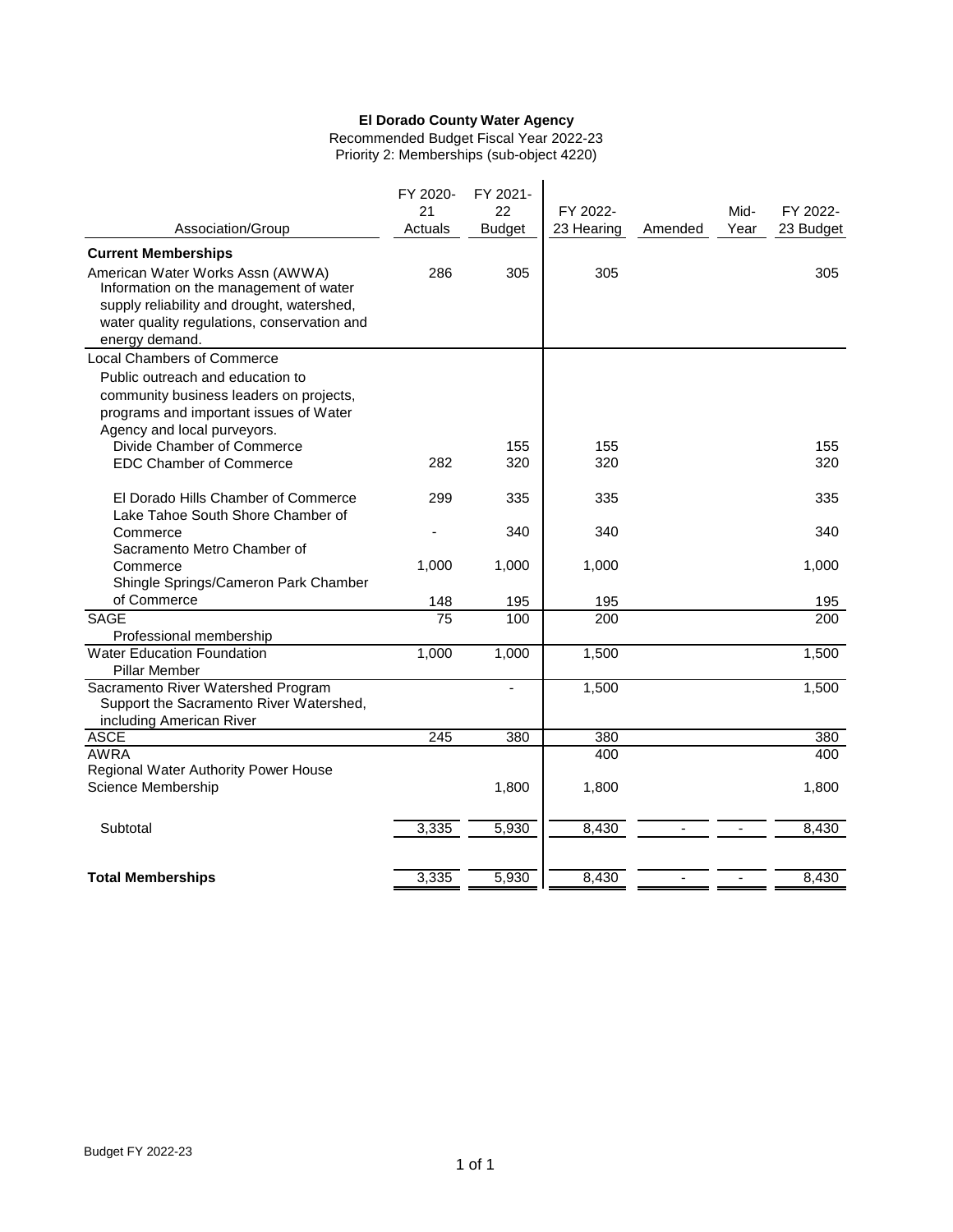**El Dorado County Water Agency**

Recommended Budget Fiscal Year 2022-23

Priority 2: Memberships (sub-object 4220)

| Association/Group | FY 2020-21 Actuals | FY 2021-22 Budget | FY 2022-23 Hearing | Amended | Mid-Year | FY 2022-23 Budget |
|---|---|---|---|---|---|---|
| **Current Memberships** | | | | | | |
| American Water Works Assn (AWWA) Information on the management of water supply reliability and drought, watershed, water quality regulations, conservation and energy demand. | 286 | 305 | 305 | | | 305 |
| Local Chambers of Commerce Public outreach and education to community business leaders on projects, programs and important issues of Water Agency and local purveyors. | | | | | | |
| Divide Chamber of Commerce | | 155 | 155 | | | 155 |
| EDC Chamber of Commerce | 282 | 320 | 320 | | | 320 |
| El Dorado Hills Chamber of Commerce | 299 | 335 | 335 | | | 335 |
| Lake Tahoe South Shore Chamber of Commerce | - | 340 | 340 | | | 340 |
| Sacramento Metro Chamber of Commerce | 1,000 | 1,000 | 1,000 | | | 1,000 |
| Shingle Springs/Cameron Park Chamber of Commerce | 148 | 195 | 195 | | | 195 |
| SAGE Professional membership | 75 | 100 | 200 | | | 200 |
| Water Education Foundation Pillar Member | 1,000 | 1,000 | 1,500 | | | 1,500 |
| Sacramento River Watershed Program Support the Sacramento River Watershed, including American River | | - | 1,500 | | | 1,500 |
| ASCE | 245 | 380 | 380 | | | 380 |
| AWRA | | | 400 | | | 400 |
| Regional Water Authority Power House Science Membership | | 1,800 | 1,800 | | | 1,800 |
| Subtotal | 3,335 | 5,930 | 8,430 | - | - | 8,430 |
| **Total Memberships** | 3,335 | 5,930 | 8,430 | - | - | 8,430 |

Budget FY 2022-23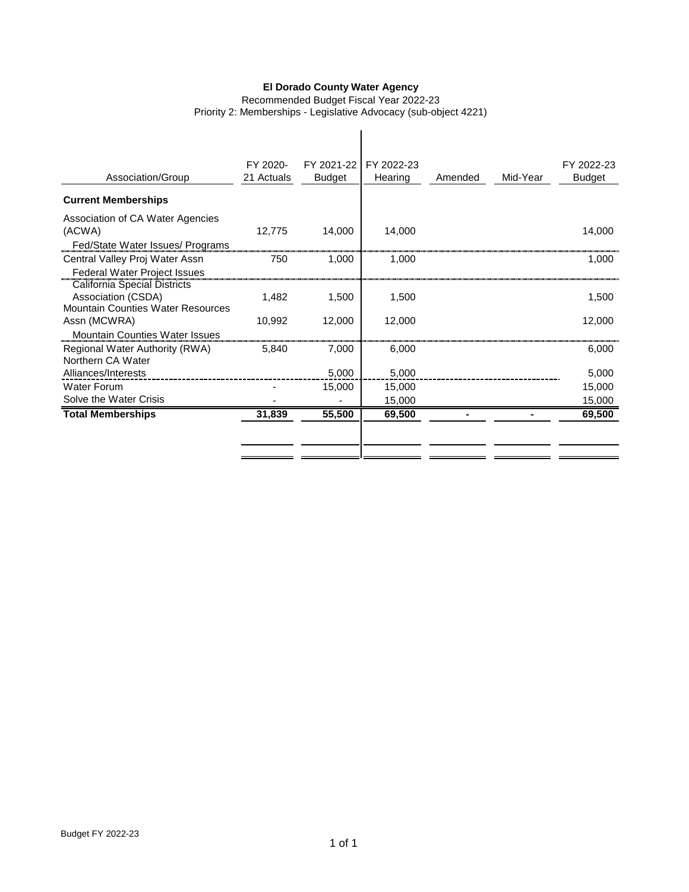**El Dorado County Water Agency**

Recommended Budget Fiscal Year 2022-23

Priority 2: Memberships - Legislative Advocacy (sub-object 4221)

| Association/Group | FY 2020-21 Actuals | FY 2021-22 Budget | FY 2022-23 Hearing | Amended | Mid-Year | FY 2022-23 Budget |
|---|---|---|---|---|---|---|
| **Current Memberships** | | | | | | |
| Association of CA Water Agencies (ACWA) | 12,775 | 14,000 | 14,000 | | | 14,000 |
| Fed/State Water Issues/ Programs | | | | | | |
| Central Valley Proj Water Assn | 750 | 1,000 | 1,000 | | | 1,000 |
| Federal Water Project Issues | | | | | | |
| California Special Districts Association (CSDA) | 1,482 | 1,500 | 1,500 | | | 1,500 |
| Mountain Counties Water Resources Assn (MCWRA) | 10,992 | 12,000 | 12,000 | | | 12,000 |
| Mountain Counties Water Issues | | | | | | |
| Regional Water Authority (RWA) | 5,840 | 7,000 | 6,000 | | | 6,000 |
| Northern CA Water Alliances/Interests | | 5,000 | 5,000 | | | 5,000 |
| Water Forum | - | 15,000 | 15,000 | | | 15,000 |
| Solve the Water Crisis | - | - | 15,000 | | | 15,000 |
| **Total Memberships** | **31,839** | **55,500** | **69,500** | **-** | **-** | **69,500** |

Budget FY 2022-23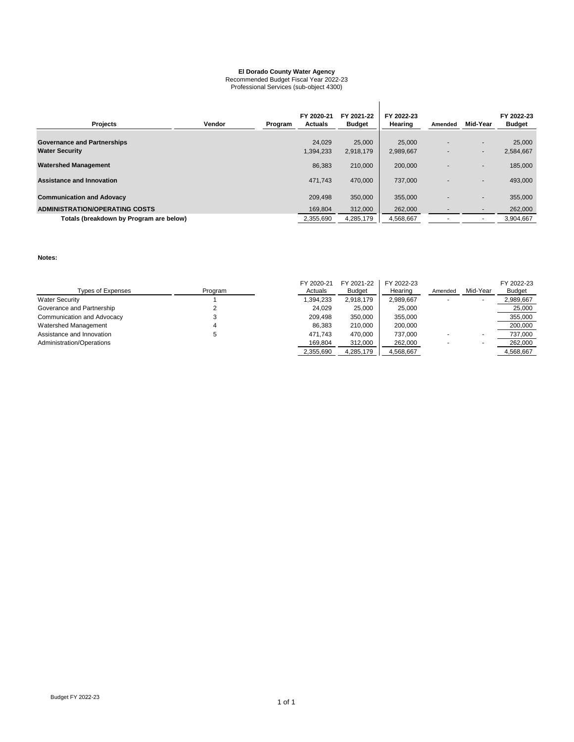**El Dorado County Water Agency**
Recommended Budget Fiscal Year 2022-23
Professional Services (sub-object 4300)

| Projects | Vendor | Program | FY 2020-21 Actuals | FY 2021-22 Budget | FY 2022-23 Hearing | Amended | Mid-Year | FY 2022-23 Budget |
|---|---|---|---|---|---|---|---|---|
| **Governance and Partnerships** | | | 24,029 | 25,000 | 25,000 | - | - | 25,000 |
| **Water Security** | | | 1,394,233 | 2,918,179 | 2,989,667 | - | - | 2,584,667 |
| **Watershed Management** | | | 86,383 | 210,000 | 200,000 | - | - | 185,000 |
| **Assistance and Innovation** | | | 471,743 | 470,000 | 737,000 | - | - | 493,000 |
| **Communication and Adovacy** | | | 209,498 | 350,000 | 355,000 | - | - | 355,000 |
| **ADMINISTRATION/OPERATING COSTS** | | | 169,804 | 312,000 | 262,000 | - | - | 262,000 |
| **Totals (breakdown by Program are below)** | | | 2,355,690 | 4,285,179 | 4,568,667 | - | - | 3,904,667 |

**Notes:**

| Types of Expenses | Program | FY 2020-21 Actuals | FY 2021-22 Budget | FY 2022-23 Hearing | Amended | Mid-Year | FY 2022-23 Budget |
|---|---|---|---|---|---|---|---|
| Water Security | 1 | 1,394,233 | 2,918,179 | 2,989,667 | - | - | 2,989,667 |
| Goverance and Partnership | 2 | 24,029 | 25,000 | 25,000 | | | 25,000 |
| Communication and Advocacy | 3 | 209,498 | 350,000 | 355,000 | | | 355,000 |
| Watershed Management | 4 | 86,383 | 210,000 | 200,000 | | | 200,000 |
| Assistance and Innovation | 5 | 471,743 | 470,000 | 737,000 | - | - | 737,000 |
| Administration/Operations | | 169,804 | 312,000 | 262,000 | - | - | 262,000 |
| | | 2,355,690 | 4,285,179 | 4,568,667 | | | 4,568,667 |

Budget FY 2022-23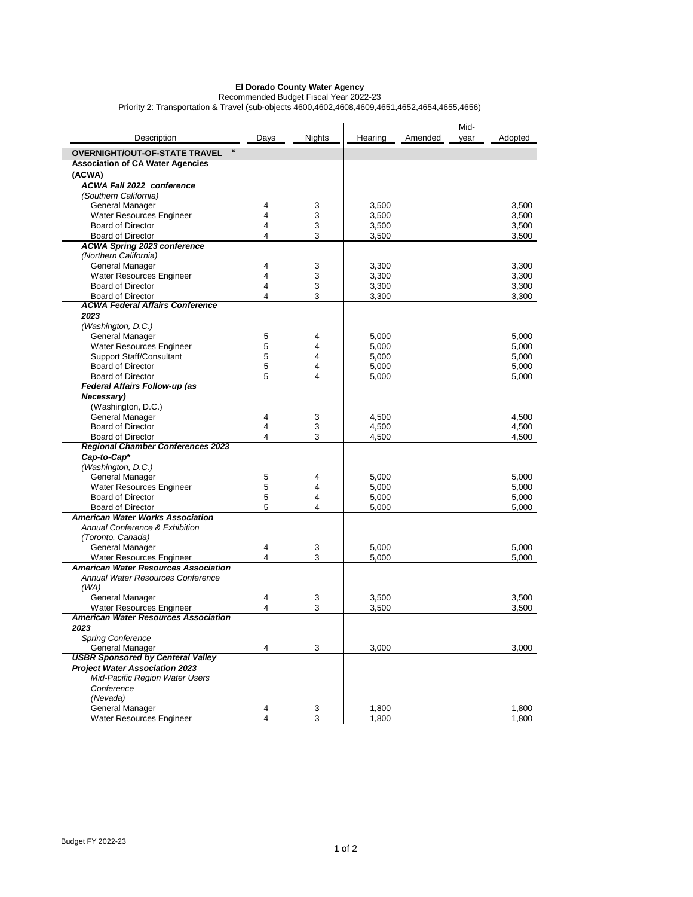**El Dorado County Water Agency**
Recommended Budget Fiscal Year 2022-23
Priority 2: Transportation & Travel (sub-objects 4600,4602,4608,4609,4651,4652,4654,4655,4656)

| Description | Days | Nights | Hearing | Amended | Mid-year | Adopted |
|---|---|---|---|---|---|---|
| **OVERNIGHT/OUT-OF-STATE TRAVEL** [a] | | | | | | |
| **Association of CA Water Agencies (ACWA)** | | | | | | |
| ***ACWA Fall 2022 conference*** | | | | | | |
| *(Southern California)* | | | | | | |
| General Manager | 4 | 3 | 3,500 | | | 3,500 |
| Water Resources Engineer | 4 | 3 | 3,500 | | | 3,500 |
| Board of Director | 4 | 3 | 3,500 | | | 3,500 |
| Board of Director | 4 | 3 | 3,500 | | | 3,500 |
| ***ACWA Spring 2023 conference*** | | | | | | |
| *(Northern California)* | | | | | | |
| General Manager | 4 | 3 | 3,300 | | | 3,300 |
| Water Resources Engineer | 4 | 3 | 3,300 | | | 3,300 |
| Board of Director | 4 | 3 | 3,300 | | | 3,300 |
| Board of Director | 4 | 3 | 3,300 | | | 3,300 |
| ***ACWA Federal Affairs Conference 2023*** | | | | | | |
| *(Washington, D.C.)* | | | | | | |
| General Manager | 5 | 4 | 5,000 | | | 5,000 |
| Water Resources Engineer | 5 | 4 | 5,000 | | | 5,000 |
| Support Staff/Consultant | 5 | 4 | 5,000 | | | 5,000 |
| Board of Director | 5 | 4 | 5,000 | | | 5,000 |
| Board of Director | 5 | 4 | 5,000 | | | 5,000 |
| ***Federal Affairs Follow-up (as Necessary)*** | | | | | | |
| (Washington, D.C.) | | | | | | |
| General Manager | 4 | 3 | 4,500 | | | 4,500 |
| Board of Director | 4 | 3 | 4,500 | | | 4,500 |
| Board of Director | 4 | 3 | 4,500 | | | 4,500 |
| ***Regional Chamber Conferences 2023 Cap-to-Cap**** | | | | | | |
| *(Washington, D.C.)* | | | | | | |
| General Manager | 5 | 4 | 5,000 | | | 5,000 |
| Water Resources Engineer | 5 | 4 | 5,000 | | | 5,000 |
| Board of Director | 5 | 4 | 5,000 | | | 5,000 |
| Board of Director | 5 | 4 | 5,000 | | | 5,000 |
| ***American Water Works Association*** | | | | | | |
| *Annual Conference & Exhibition* | | | | | | |
| *(Toronto, Canada)* | | | | | | |
| General Manager | 4 | 3 | 5,000 | | | 5,000 |
| Water Resources Engineer | 4 | 3 | 5,000 | | | 5,000 |
| ***American Water Resources Association*** | | | | | | |
| *Annual Water Resources Conference* | | | | | | |
| *(WA)* | | | | | | |
| General Manager | 4 | 3 | 3,500 | | | 3,500 |
| Water Resources Engineer | 4 | 3 | 3,500 | | | 3,500 |
| ***American Water Resources Association 2023*** | | | | | | |
| *Spring Conference* | | | | | | |
| General Manager | 4 | 3 | 3,000 | | | 3,000 |
| ***USBR Sponsored by Centeral Valley Project Water Association 2023*** | | | | | | |
| *Mid-Pacific Region Water Users Conference* | | | | | | |
| *(Nevada)* | | | | | | |
| General Manager | 4 | 3 | 1,800 | | | 1,800 |
| Water Resources Engineer | 4 | 3 | 1,800 | | | 1,800 |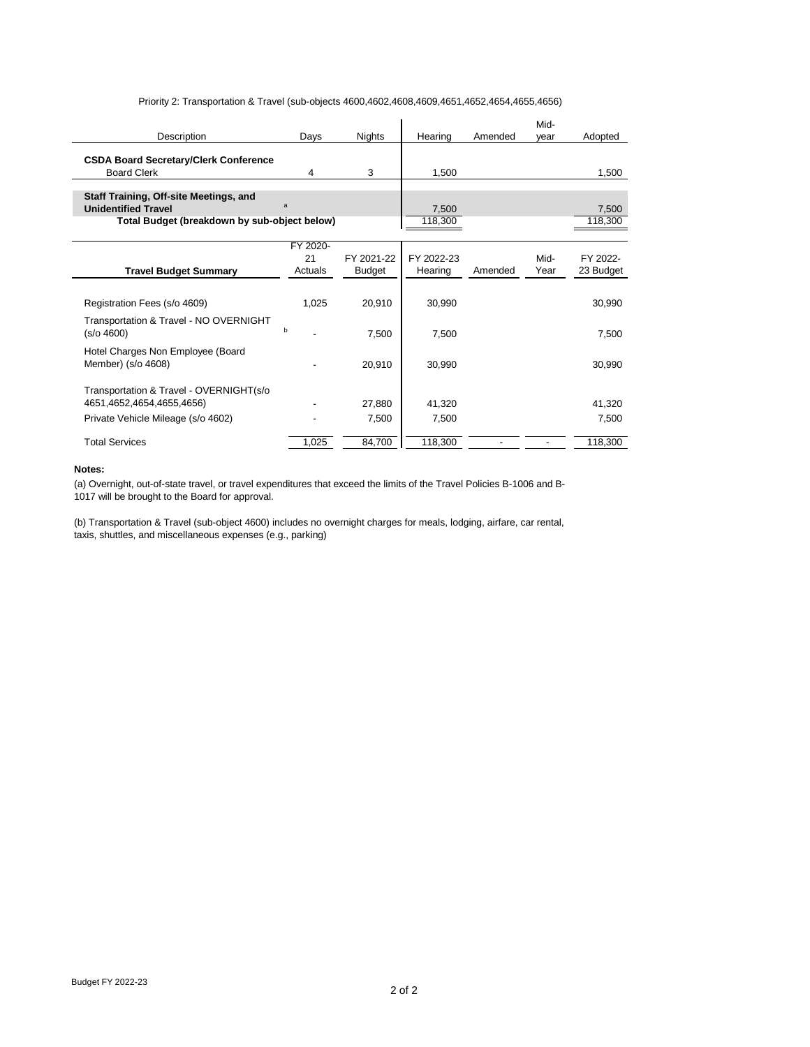Priority 2: Transportation & Travel (sub-objects 4600,4602,4608,4609,4651,4652,4654,4655,4656)

| Description | | Days | Nights | Hearing | Amended | Mid-year | Adopted |
|---|---|---|---|---|---|---|---|
| **CSDA Board Secretary/Clerk Conference** | | | | | | | |
| Board Clerk | | 4 | 3 | 1,500 | | | 1,500 |
| **Staff Training, Off-site Meetings, and Unidentified Travel** | a | | | 7,500 | | | 7,500 |
| **Total Budget (breakdown by sub-object below)** | | | | 118,300 | | | 118,300 |

| Travel Budget Summary | | FY 2020-21 Actuals | FY 2021-22 Budget | FY 2022-23 Hearing | Amended | Mid-Year | FY 2022-23 Budget |
|---|---|---|---|---|---|---|---|
| Registration Fees (s/o 4609) | | 1,025 | 20,910 | 30,990 | | | 30,990 |
| Transportation & Travel - NO OVERNIGHT (s/o 4600) | b | - | 7,500 | 7,500 | | | 7,500 |
| Hotel Charges Non Employee (Board Member) (s/o 4608) | | - | 20,910 | 30,990 | | | 30,990 |
| Transportation & Travel - OVERNIGHT(s/o 4651,4652,4654,4655,4656) | | - | 27,880 | 41,320 | | | 41,320 |
| Private Vehicle Mileage (s/o 4602) | | - | 7,500 | 7,500 | | | 7,500 |
| Total Services | | 1,025 | 84,700 | 118,300 | - | - | 118,300 |

**Notes:**

(a) Overnight, out-of-state travel, or travel expenditures that exceed the limits of the Travel Policies B-1006 and B-1017 will be brought to the Board for approval.

(b) Transportation & Travel (sub-object 4600) includes no overnight charges for meals, lodging, airfare, car rental, taxis, shuttles, and miscellaneous expenses (e.g., parking)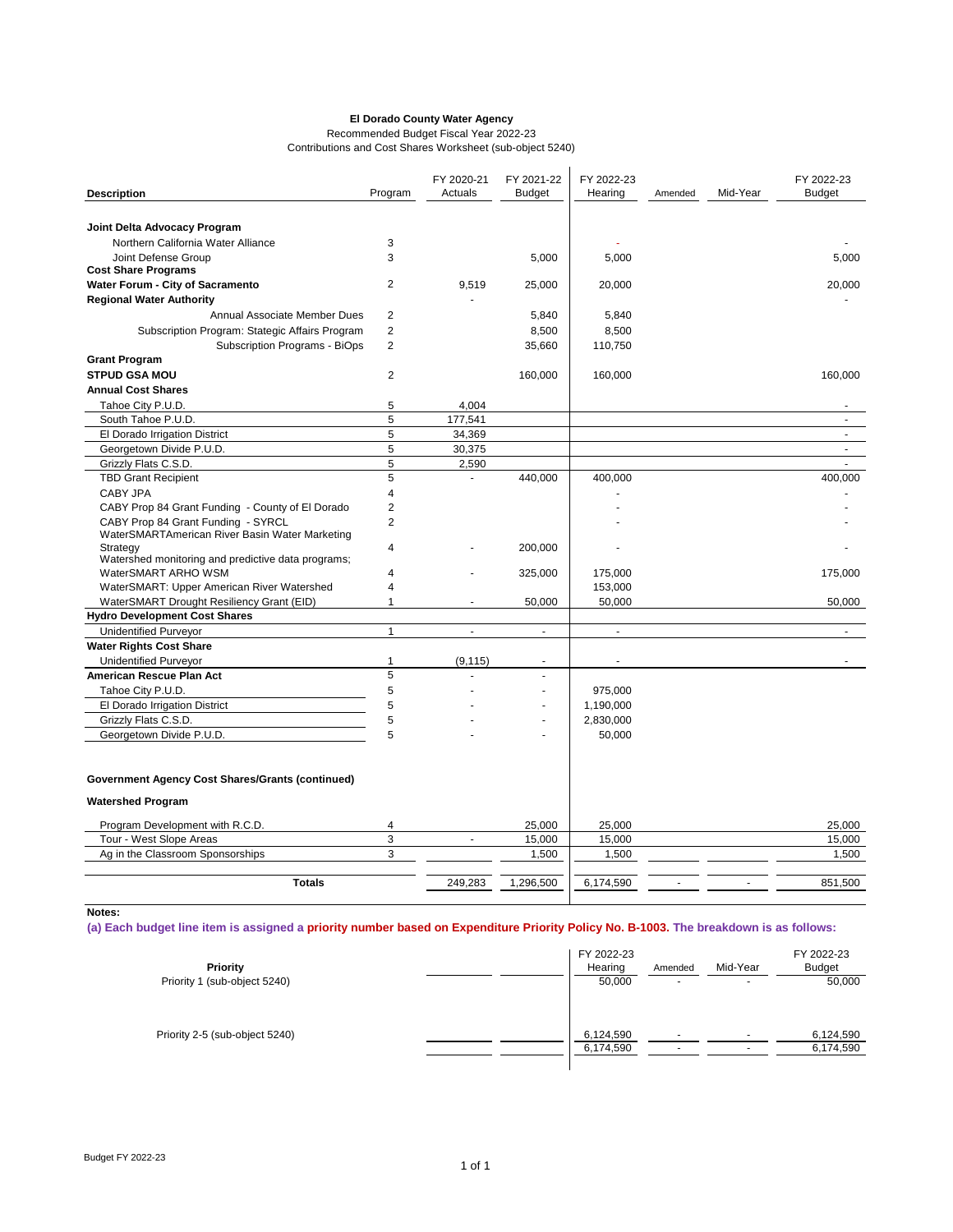**El Dorado County Water Agency**
Recommended Budget Fiscal Year 2022-23
Contributions and Cost Shares Worksheet (sub-object 5240)

| Description | Program | FY 2020-21 Actuals | FY 2021-22 Budget | FY 2022-23 Hearing | Amended | Mid-Year | FY 2022-23 Budget |
|---|---|---|---|---|---|---|---|
| **Joint Delta Advocacy Program** | | | | | | | |
| Northern California Water Alliance | 3 | | | - | | | - |
| Joint Defense Group | 3 | | 5,000 | 5,000 | | | 5,000 |
| **Cost Share Programs** | | | | | | | |
| **Water Forum - City of Sacramento** | 2 | 9,519 | 25,000 | 20,000 | | | 20,000 |
| **Regional Water Authority** | | - | | | | | - |
| Annual Associate Member Dues | 2 | | 5,840 | 5,840 | | | |
| Subscription Program: Stategic Affairs Program | 2 | | 8,500 | 8,500 | | | |
| Subscription Programs - BiOps | 2 | | 35,660 | 110,750 | | | |
| **Grant Program** | | | | | | | |
| **STPUD GSA MOU** | 2 | | 160,000 | 160,000 | | | 160,000 |
| **Annual Cost Shares** | | | | | | | |
| Tahoe City P.U.D. | 5 | 4,004 | | | | | - |
| South Tahoe P.U.D. | 5 | 177,541 | | | | | - |
| El Dorado Irrigation District | 5 | 34,369 | | | | | - |
| Georgetown Divide P.U.D. | 5 | 30,375 | | | | | - |
| Grizzly Flats C.S.D. | 5 | 2,590 | | | | | - |
| TBD Grant Recipient | 5 | - | 440,000 | 400,000 | | | 400,000 |
| CABY JPA | 4 | | | - | | | - |
| CABY Prop 84 Grant Funding - County of El Dorado | 2 | | | - | | | - |
| CABY Prop 84 Grant Funding - SYRCL | 2 | | | - | | | - |
| WaterSMARTAmerican River Basin Water Marketing Strategy | 4 | - | 200,000 | - | | | - |
| Watershed monitoring and predictive data programs; WaterSMART ARHO WSM | 4 | - | 325,000 | 175,000 | | | 175,000 |
| WaterSMART: Upper American River Watershed | 4 | | | 153,000 | | | |
| WaterSMART Drought Resiliency Grant (EID) | 1 | - | 50,000 | 50,000 | | | 50,000 |
| **Hydro Development Cost Shares** | | | | | | | |
| Unidentified Purveyor | 1 | - | - | - | | | - |
| **Water Rights Cost Share** | | | | | | | |
| Unidentified Purveyor | 1 | (9,115) | - | - | | | - |
| **American Rescue Plan Act** | 5 | - | - | | | | |
| Tahoe City P.U.D. | 5 | - | - | 975,000 | | | |
| El Dorado Irrigation District | 5 | - | - | 1,190,000 | | | |
| Grizzly Flats C.S.D. | 5 | - | - | 2,830,000 | | | |
| Georgetown Divide P.U.D. | 5 | - | - | 50,000 | | | |
| **Government Agency Cost Shares/Grants (continued)** | | | | | | | |
| **Watershed Program** | | | | | | | |
| Program Development with R.C.D. | 4 | | 25,000 | 25,000 | | | 25,000 |
| Tour - West Slope Areas | 3 | - | 15,000 | 15,000 | | | 15,000 |
| Ag in the Classroom Sponsorships | 3 | | 1,500 | 1,500 | | | 1,500 |
| **Totals** | | 249,283 | 1,296,500 | 6,174,590 | - | - | 851,500 |

**Notes:**

**(a) Each budget line item is assigned a priority number based on Expenditure Priority Policy No. B-1003. The breakdown is as follows:**

| Priority | | | FY 2022-23 Hearing | Amended | Mid-Year | FY 2022-23 Budget |
|---|---|---|---|---|---|---|
| Priority 1 (sub-object 5240) | | | 50,000 | - | - | 50,000 |
| Priority 2-5 (sub-object 5240) | | | 6,124,590 | - | - | 6,124,590 |
| | | | 6,174,590 | - | - | 6,174,590 |

Budget FY 2022-23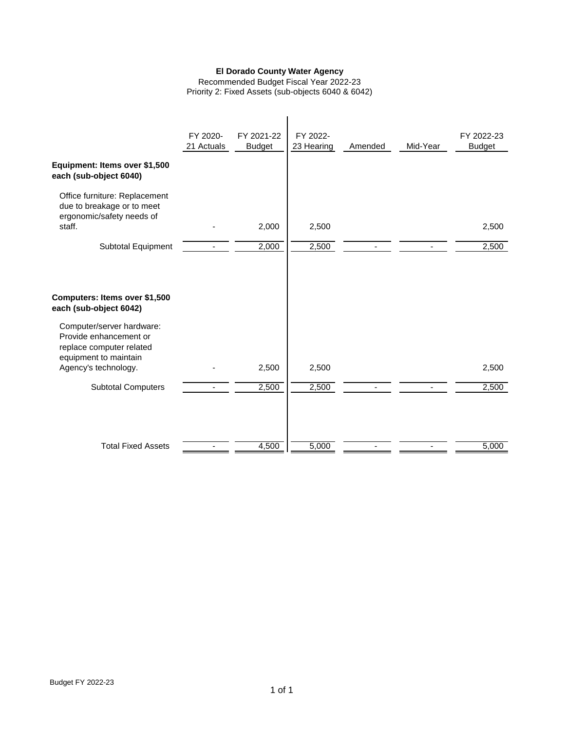**El Dorado County Water Agency**

Recommended Budget Fiscal Year 2022-23

Priority 2: Fixed Assets (sub-objects 6040 & 6042)

| | FY 2020-21 Actuals | FY 2021-22 Budget | FY 2022-23 Hearing | Amended | Mid-Year | FY 2022-23 Budget |
|---|---|---|---|---|---|---|
| **Equipment: Items over $1,500 each (sub-object 6040)** | | | | | | |
| Office furniture: Replacement due to breakage or to meet ergonomic/safety needs of staff. | - | 2,000 | 2,500 | | | 2,500 |
| Subtotal Equipment | - | 2,000 | 2,500 | - | - | 2,500 |
| **Computers: Items over $1,500 each (sub-object 6042)** | | | | | | |
| Computer/server hardware: Provide enhancement or replace computer related equipment to maintain Agency's technology. | - | 2,500 | 2,500 | | | 2,500 |
| Subtotal Computers | - | 2,500 | 2,500 | - | - | 2,500 |
| Total Fixed Assets | - | 4,500 | 5,000 | - | - | 5,000 |

Budget FY 2022-23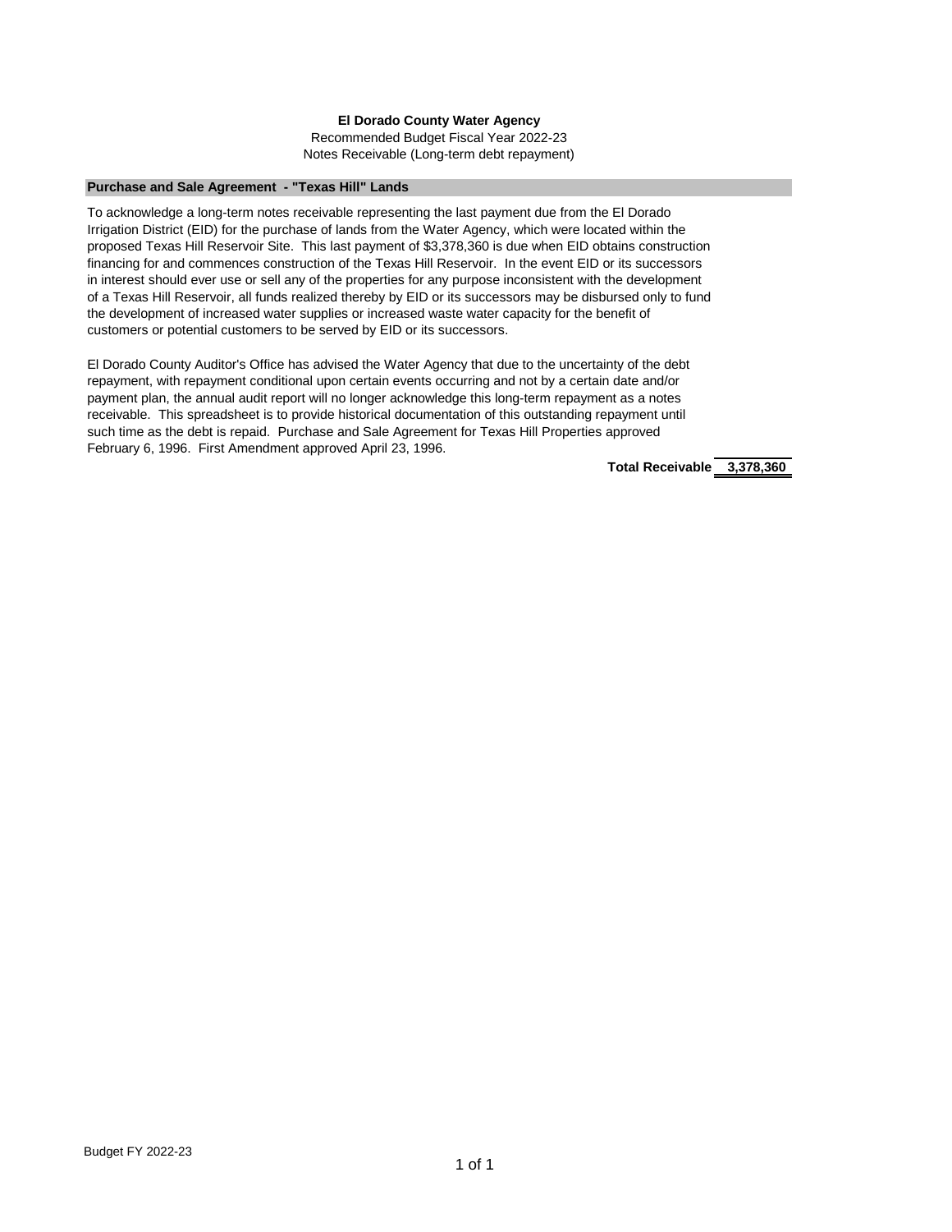**El Dorado County Water Agency**

Recommended Budget Fiscal Year 2022-23

Notes Receivable (Long-term debt repayment)

**Purchase and Sale Agreement - "Texas Hill" Lands**

To acknowledge a long-term notes receivable representing the last payment due from the El Dorado Irrigation District (EID) for the purchase of lands from the Water Agency, which were located within the proposed Texas Hill Reservoir Site. This last payment of $3,378,360 is due when EID obtains construction financing for and commences construction of the Texas Hill Reservoir. In the event EID or its successors in interest should ever use or sell any of the properties for any purpose inconsistent with the development of a Texas Hill Reservoir, all funds realized thereby by EID or its successors may be disbursed only to fund the development of increased water supplies or increased waste water capacity for the benefit of customers or potential customers to be served by EID or its successors.

El Dorado County Auditor's Office has advised the Water Agency that due to the uncertainty of the debt repayment, with repayment conditional upon certain events occurring and not by a certain date and/or payment plan, the annual audit report will no longer acknowledge this long-term repayment as a notes receivable. This spreadsheet is to provide historical documentation of this outstanding repayment until such time as the debt is repaid. Purchase and Sale Agreement for Texas Hill Properties approved February 6, 1996. First Amendment approved April 23, 1996.

**Total Receivable** **3,378,360**

Budget FY 2022-23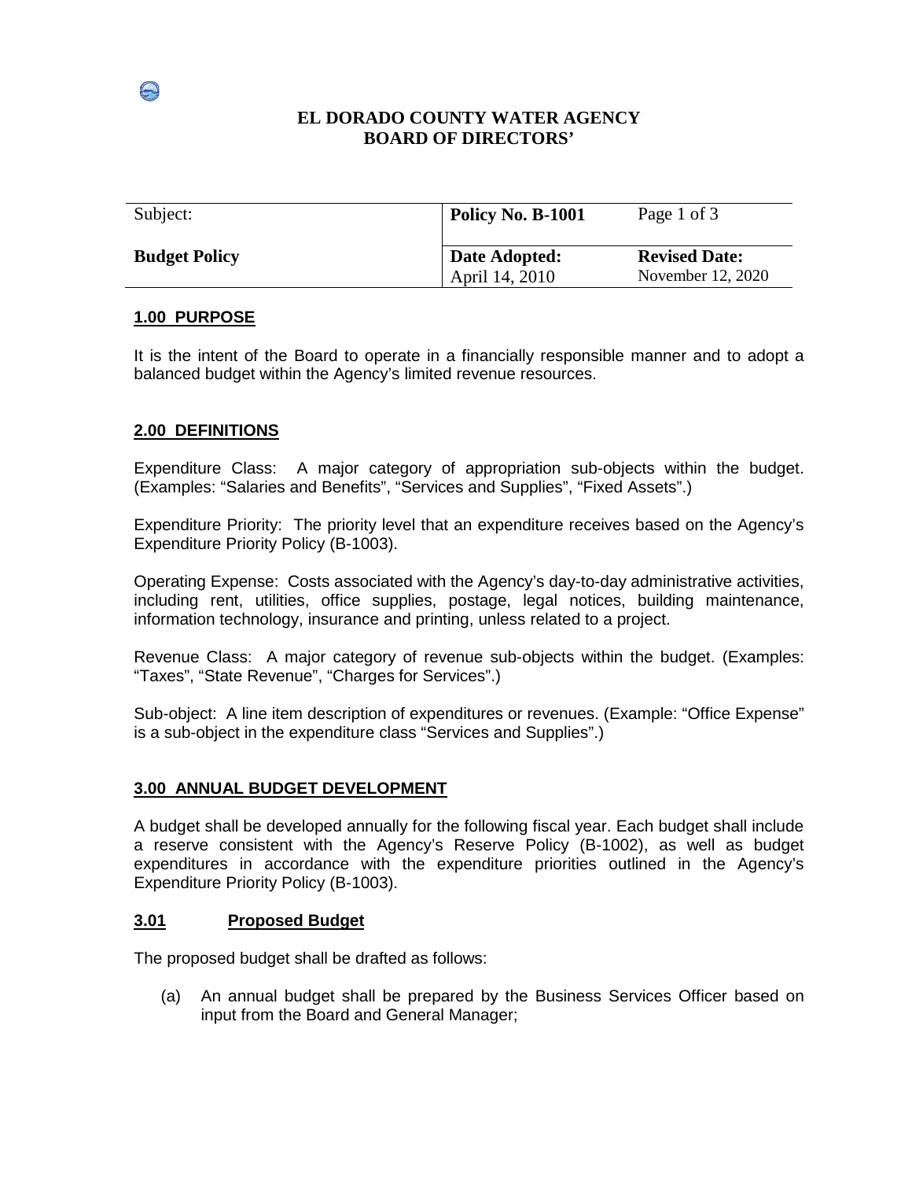**EL DORADO COUNTY WATER AGENCY**
**BOARD OF DIRECTORS'**

| Subject: | **Policy No. B-1001** | Page 1 of 3 |
|---|---|---|
| **Budget Policy** | **Date Adopted:** April 14, 2010 | **Revised Date:** November 12, 2020 |

## 1.00 PURPOSE

It is the intent of the Board to operate in a financially responsible manner and to adopt a balanced budget within the Agency's limited revenue resources.

## 2.00 DEFINITIONS

Expenditure Class: A major category of appropriation sub-objects within the budget. (Examples: "Salaries and Benefits", "Services and Supplies", "Fixed Assets".)

Expenditure Priority: The priority level that an expenditure receives based on the Agency's Expenditure Priority Policy (B-1003).

Operating Expense: Costs associated with the Agency's day-to-day administrative activities, including rent, utilities, office supplies, postage, legal notices, building maintenance, information technology, insurance and printing, unless related to a project.

Revenue Class: A major category of revenue sub-objects within the budget. (Examples: "Taxes", "State Revenue", "Charges for Services".)

Sub-object: A line item description of expenditures or revenues. (Example: "Office Expense" is a sub-object in the expenditure class "Services and Supplies".)

## 3.00 ANNUAL BUDGET DEVELOPMENT

A budget shall be developed annually for the following fiscal year. Each budget shall include a reserve consistent with the Agency's Reserve Policy (B-1002), as well as budget expenditures in accordance with the expenditure priorities outlined in the Agency's Expenditure Priority Policy (B-1003).

### 3.01 Proposed Budget

The proposed budget shall be drafted as follows:

(a) An annual budget shall be prepared by the Business Services Officer based on input from the Board and General Manager;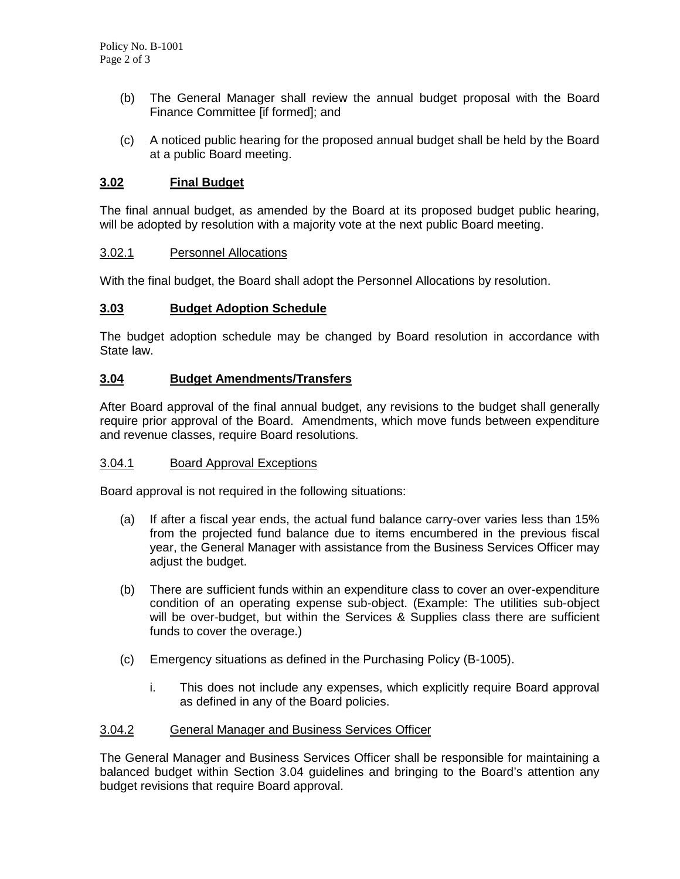(b) The General Manager shall review the annual budget proposal with the Board Finance Committee [if formed]; and

(c) A noticed public hearing for the proposed annual budget shall be held by the Board at a public Board meeting.

## **3.02 Final Budget**

The final annual budget, as amended by the Board at its proposed budget public hearing, will be adopted by resolution with a majority vote at the next public Board meeting.

### 3.02.1 Personnel Allocations

With the final budget, the Board shall adopt the Personnel Allocations by resolution.

## **3.03 Budget Adoption Schedule**

The budget adoption schedule may be changed by Board resolution in accordance with State law.

## **3.04 Budget Amendments/Transfers**

After Board approval of the final annual budget, any revisions to the budget shall generally require prior approval of the Board. Amendments, which move funds between expenditure and revenue classes, require Board resolutions.

### 3.04.1 Board Approval Exceptions

Board approval is not required in the following situations:

(a) If after a fiscal year ends, the actual fund balance carry-over varies less than 15% from the projected fund balance due to items encumbered in the previous fiscal year, the General Manager with assistance from the Business Services Officer may adjust the budget.

(b) There are sufficient funds within an expenditure class to cover an over-expenditure condition of an operating expense sub-object. (Example: The utilities sub-object will be over-budget, but within the Services & Supplies class there are sufficient funds to cover the overage.)

(c) Emergency situations as defined in the Purchasing Policy (B-1005).

   i. This does not include any expenses, which explicitly require Board approval as defined in any of the Board policies.

### 3.04.2 General Manager and Business Services Officer

The General Manager and Business Services Officer shall be responsible for maintaining a balanced budget within Section 3.04 guidelines and bringing to the Board's attention any budget revisions that require Board approval.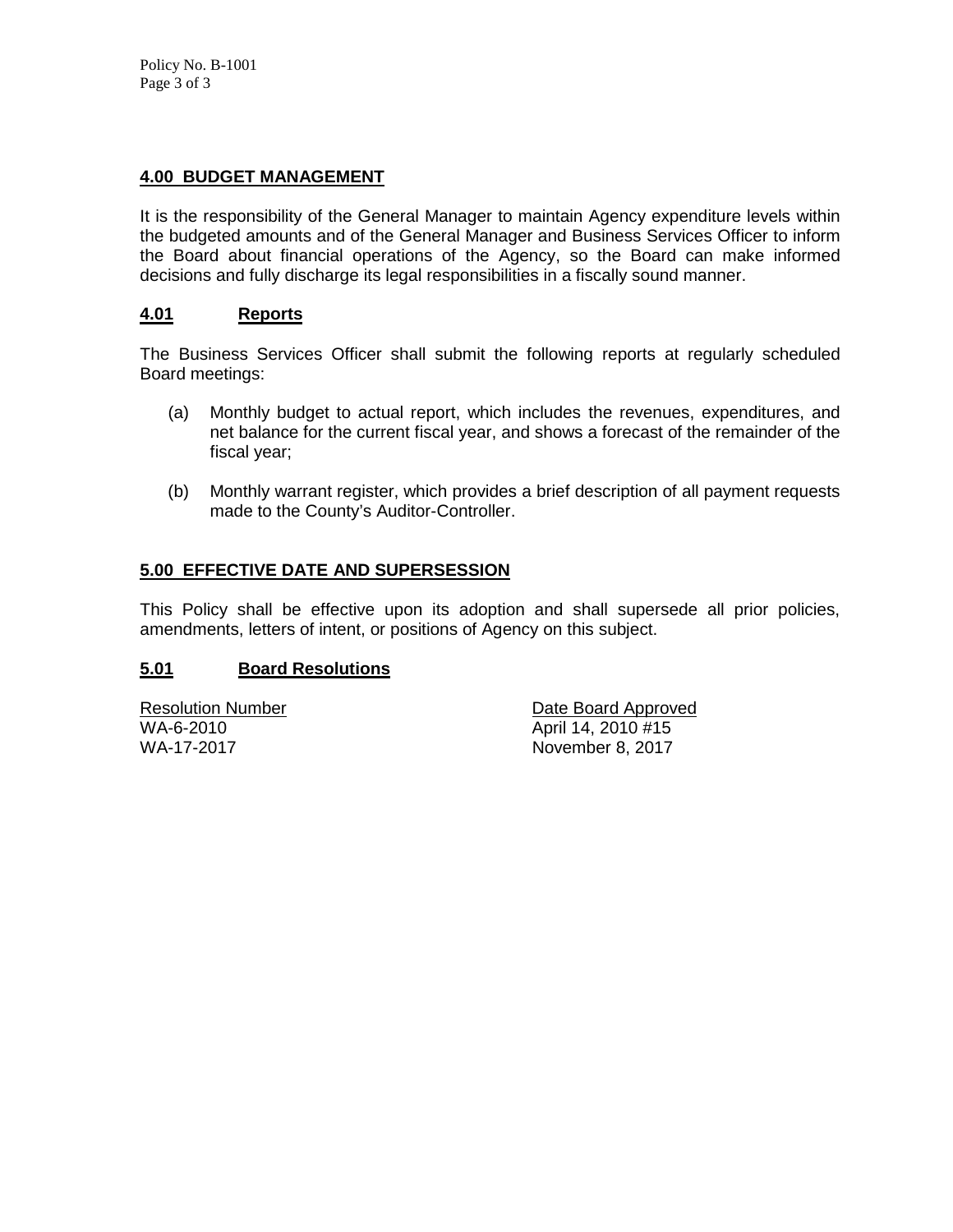## 4.00 BUDGET MANAGEMENT

It is the responsibility of the General Manager to maintain Agency expenditure levels within the budgeted amounts and of the General Manager and Business Services Officer to inform the Board about financial operations of the Agency, so the Board can make informed decisions and fully discharge its legal responsibilities in a fiscally sound manner.

### 4.01 Reports

The Business Services Officer shall submit the following reports at regularly scheduled Board meetings:

(a) Monthly budget to actual report, which includes the revenues, expenditures, and net balance for the current fiscal year, and shows a forecast of the remainder of the fiscal year;

(b) Monthly warrant register, which provides a brief description of all payment requests made to the County's Auditor-Controller.

## 5.00 EFFECTIVE DATE AND SUPERSESSION

This Policy shall be effective upon its adoption and shall supersede all prior policies, amendments, letters of intent, or positions of Agency on this subject.

### 5.01 Board Resolutions

| Resolution Number | Date Board Approved |
|---|---|
| WA-6-2010 | April 14, 2010 #15 |
| WA-17-2017 | November 8, 2017 |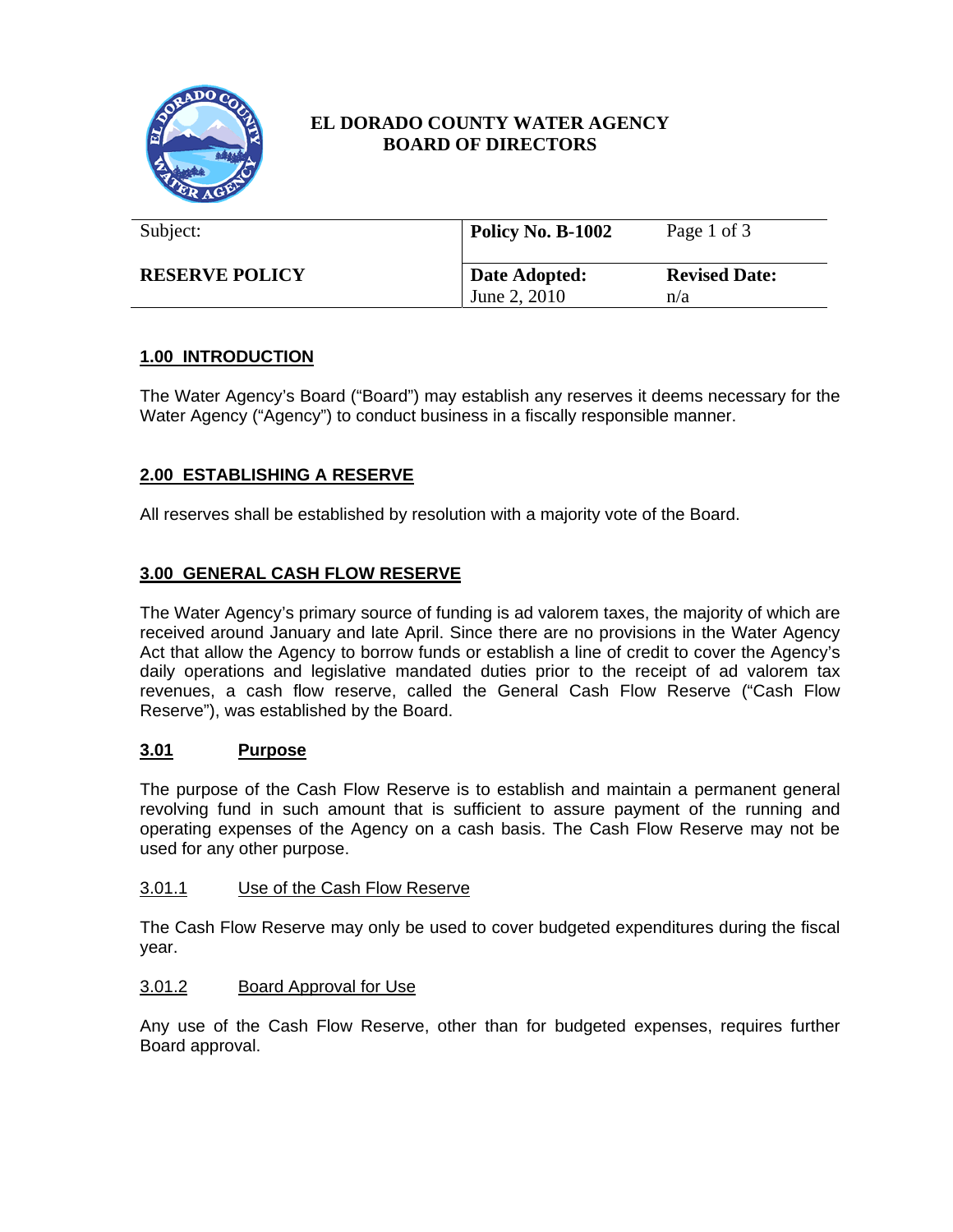**EL DORADO COUNTY WATER AGENCY**
**BOARD OF DIRECTORS**

| Subject: | Policy No. B-1002 | Page 1 of 3 |
|---|---|---|
| **RESERVE POLICY** | **Date Adopted:** June 2, 2010 | **Revised Date:** n/a |

## 1.00 INTRODUCTION

The Water Agency's Board ("Board") may establish any reserves it deems necessary for the Water Agency ("Agency") to conduct business in a fiscally responsible manner.

## 2.00 ESTABLISHING A RESERVE

All reserves shall be established by resolution with a majority vote of the Board.

## 3.00 GENERAL CASH FLOW RESERVE

The Water Agency's primary source of funding is ad valorem taxes, the majority of which are received around January and late April. Since there are no provisions in the Water Agency Act that allow the Agency to borrow funds or establish a line of credit to cover the Agency's daily operations and legislative mandated duties prior to the receipt of ad valorem tax revenues, a cash flow reserve, called the General Cash Flow Reserve ("Cash Flow Reserve"), was established by the Board.

### 3.01 Purpose

The purpose of the Cash Flow Reserve is to establish and maintain a permanent general revolving fund in such amount that is sufficient to assure payment of the running and operating expenses of the Agency on a cash basis. The Cash Flow Reserve may not be used for any other purpose.

#### 3.01.1 Use of the Cash Flow Reserve

The Cash Flow Reserve may only be used to cover budgeted expenditures during the fiscal year.

#### 3.01.2 Board Approval for Use

Any use of the Cash Flow Reserve, other than for budgeted expenses, requires further Board approval.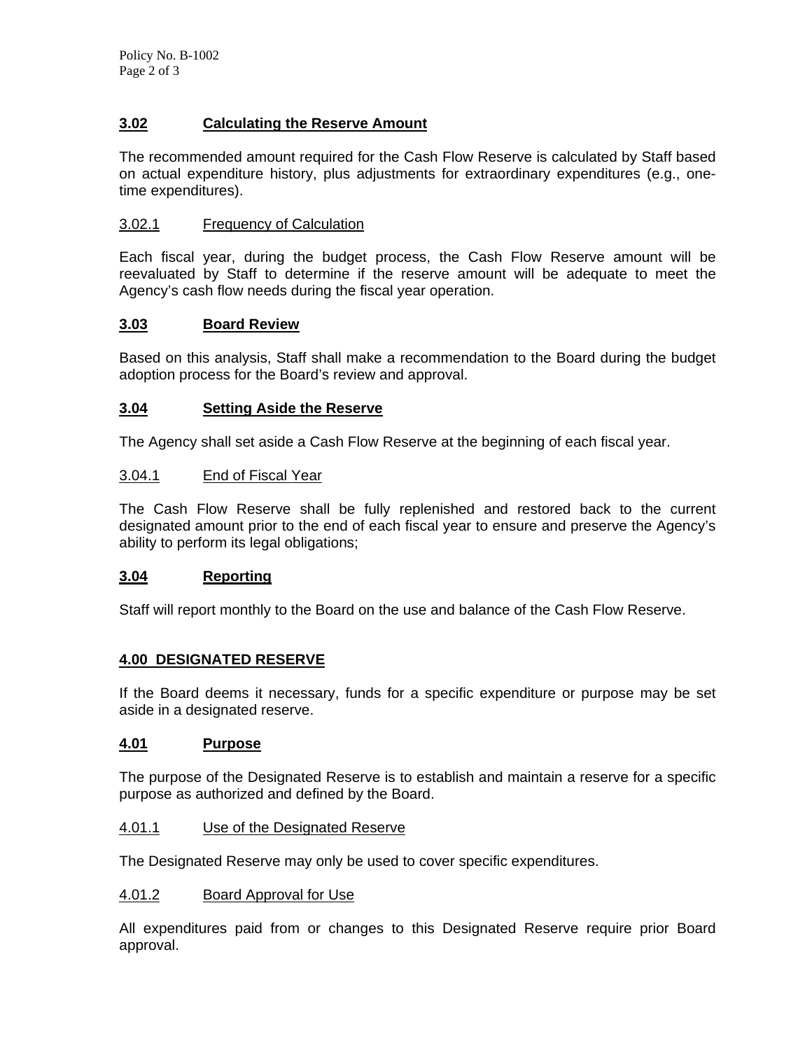### 3.02 Calculating the Reserve Amount

The recommended amount required for the Cash Flow Reserve is calculated by Staff based on actual expenditure history, plus adjustments for extraordinary expenditures (e.g., one-time expenditures).

#### 3.02.1 Frequency of Calculation

Each fiscal year, during the budget process, the Cash Flow Reserve amount will be reevaluated by Staff to determine if the reserve amount will be adequate to meet the Agency's cash flow needs during the fiscal year operation.

### 3.03 Board Review

Based on this analysis, Staff shall make a recommendation to the Board during the budget adoption process for the Board's review and approval.

### 3.04 Setting Aside the Reserve

The Agency shall set aside a Cash Flow Reserve at the beginning of each fiscal year.

#### 3.04.1 End of Fiscal Year

The Cash Flow Reserve shall be fully replenished and restored back to the current designated amount prior to the end of each fiscal year to ensure and preserve the Agency's ability to perform its legal obligations;

### 3.04 Reporting

Staff will report monthly to the Board on the use and balance of the Cash Flow Reserve.

## 4.00 DESIGNATED RESERVE

If the Board deems it necessary, funds for a specific expenditure or purpose may be set aside in a designated reserve.

### 4.01 Purpose

The purpose of the Designated Reserve is to establish and maintain a reserve for a specific purpose as authorized and defined by the Board.

#### 4.01.1 Use of the Designated Reserve

The Designated Reserve may only be used to cover specific expenditures.

#### 4.01.2 Board Approval for Use

All expenditures paid from or changes to this Designated Reserve require prior Board approval.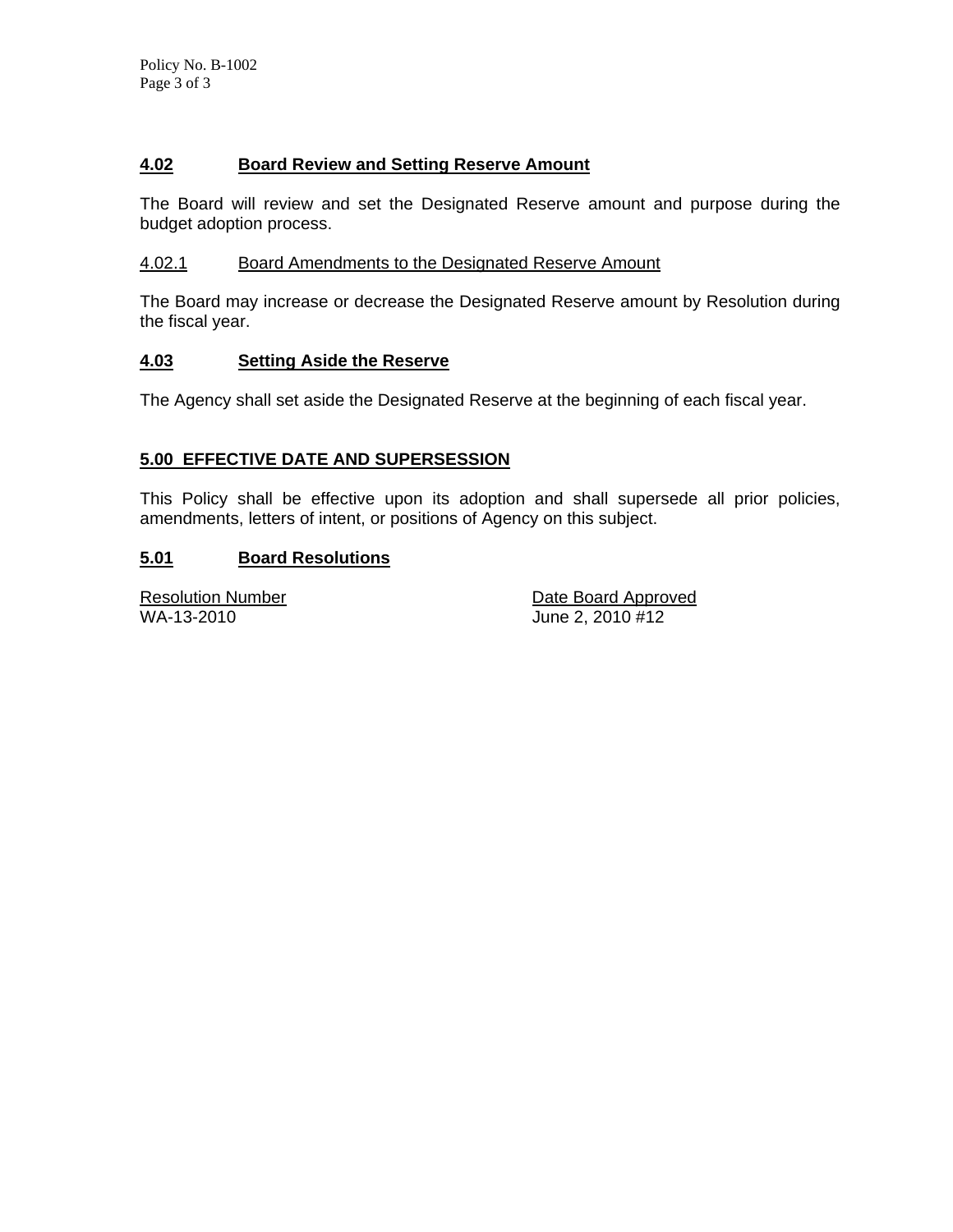### 4.02 Board Review and Setting Reserve Amount

The Board will review and set the Designated Reserve amount and purpose during the budget adoption process.

#### 4.02.1 Board Amendments to the Designated Reserve Amount

The Board may increase or decrease the Designated Reserve amount by Resolution during the fiscal year.

### 4.03 Setting Aside the Reserve

The Agency shall set aside the Designated Reserve at the beginning of each fiscal year.

## 5.00 EFFECTIVE DATE AND SUPERSESSION

This Policy shall be effective upon its adoption and shall supersede all prior policies, amendments, letters of intent, or positions of Agency on this subject.

### 5.01 Board Resolutions

| Resolution Number | Date Board Approved |
|---|---|
| WA-13-2010 | June 2, 2010 #12 |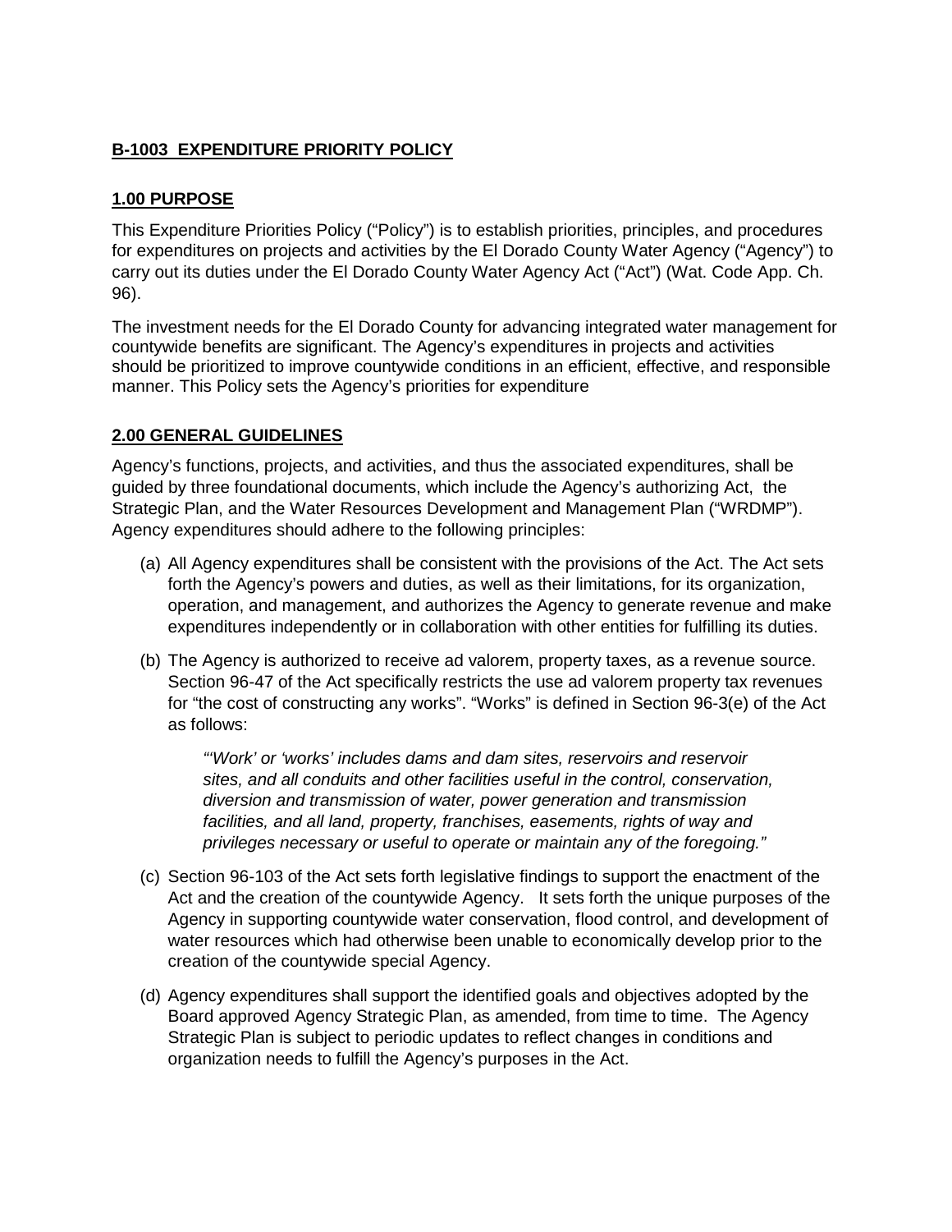## **B-1003 EXPENDITURE PRIORITY POLICY**

### **1.00 PURPOSE**

This Expenditure Priorities Policy ("Policy") is to establish priorities, principles, and procedures for expenditures on projects and activities by the El Dorado County Water Agency ("Agency") to carry out its duties under the El Dorado County Water Agency Act ("Act") (Wat. Code App. Ch. 96).

The investment needs for the El Dorado County for advancing integrated water management for countywide benefits are significant. The Agency's expenditures in projects and activities should be prioritized to improve countywide conditions in an efficient, effective, and responsible manner. This Policy sets the Agency's priorities for expenditure

### **2.00 GENERAL GUIDELINES**

Agency's functions, projects, and activities, and thus the associated expenditures, shall be guided by three foundational documents, which include the Agency's authorizing Act, the Strategic Plan, and the Water Resources Development and Management Plan ("WRDMP"). Agency expenditures should adhere to the following principles:

(a) All Agency expenditures shall be consistent with the provisions of the Act. The Act sets forth the Agency's powers and duties, as well as their limitations, for its organization, operation, and management, and authorizes the Agency to generate revenue and make expenditures independently or in collaboration with other entities for fulfilling its duties.

(b) The Agency is authorized to receive ad valorem, property taxes, as a revenue source. Section 96-47 of the Act specifically restricts the use ad valorem property tax revenues for "the cost of constructing any works". "Works" is defined in Section 96-3(e) of the Act as follows:

> *"'Work' or 'works' includes dams and dam sites, reservoirs and reservoir sites, and all conduits and other facilities useful in the control, conservation, diversion and transmission of water, power generation and transmission facilities, and all land, property, franchises, easements, rights of way and privileges necessary or useful to operate or maintain any of the foregoing."*

(c) Section 96-103 of the Act sets forth legislative findings to support the enactment of the Act and the creation of the countywide Agency. It sets forth the unique purposes of the Agency in supporting countywide water conservation, flood control, and development of water resources which had otherwise been unable to economically develop prior to the creation of the countywide special Agency.

(d) Agency expenditures shall support the identified goals and objectives adopted by the Board approved Agency Strategic Plan, as amended, from time to time. The Agency Strategic Plan is subject to periodic updates to reflect changes in conditions and organization needs to fulfill the Agency's purposes in the Act.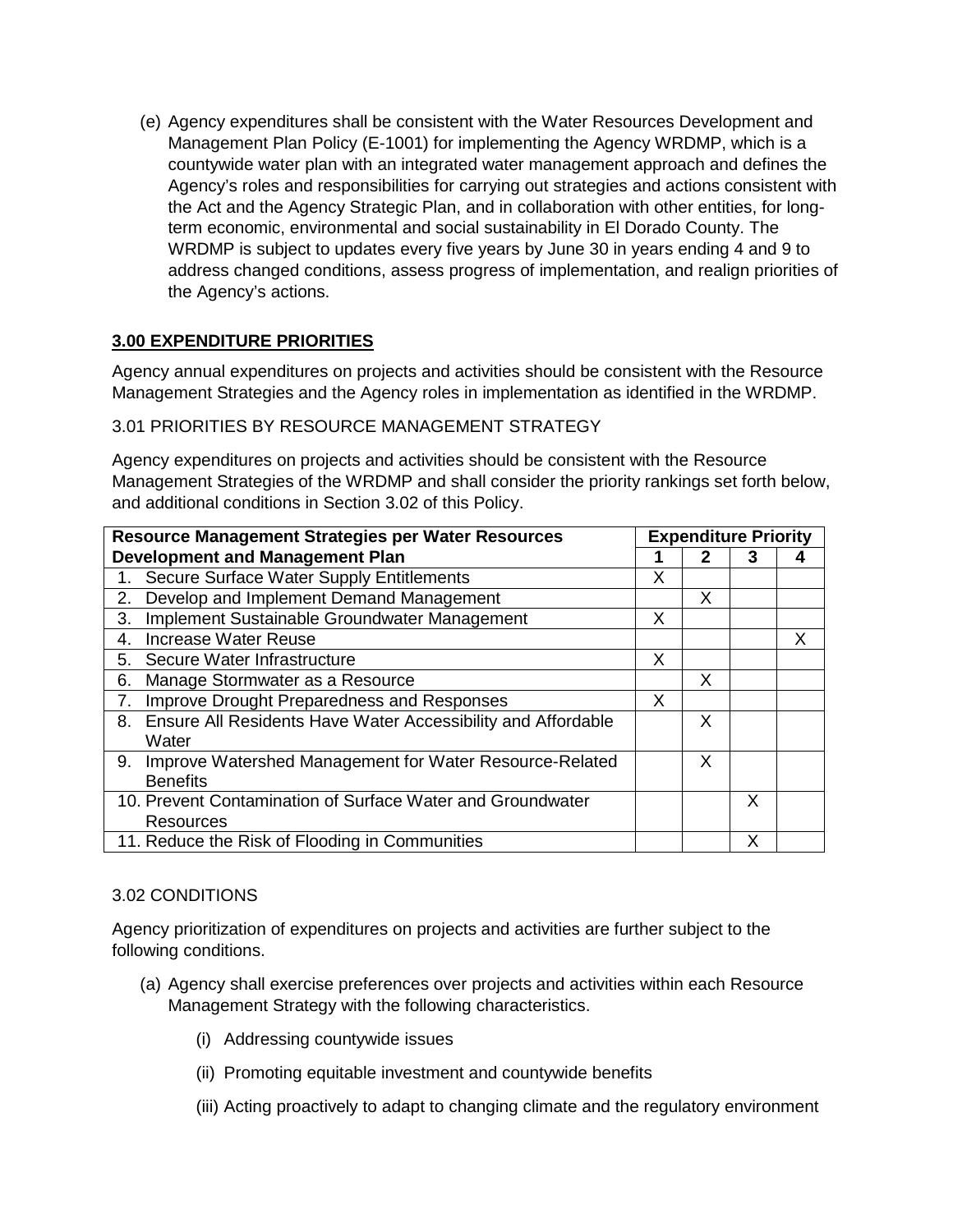(e) Agency expenditures shall be consistent with the Water Resources Development and Management Plan Policy (E-1001) for implementing the Agency WRDMP, which is a countywide water plan with an integrated water management approach and defines the Agency's roles and responsibilities for carrying out strategies and actions consistent with the Act and the Agency Strategic Plan, and in collaboration with other entities, for long-term economic, environmental and social sustainability in El Dorado County. The WRDMP is subject to updates every five years by June 30 in years ending 4 and 9 to address changed conditions, assess progress of implementation, and realign priorities of the Agency's actions.

## 3.00 EXPENDITURE PRIORITIES

Agency annual expenditures on projects and activities should be consistent with the Resource Management Strategies and the Agency roles in implementation as identified in the WRDMP.

### 3.01 PRIORITIES BY RESOURCE MANAGEMENT STRATEGY

Agency expenditures on projects and activities should be consistent with the Resource Management Strategies of the WRDMP and shall consider the priority rankings set forth below, and additional conditions in Section 3.02 of this Policy.

| Resource Management Strategies per Water Resources Development and Management Plan | Expenditure Priority | | | |
|---|---|---|---|---|
| | 1 | 2 | 3 | 4 |
| 1. Secure Surface Water Supply Entitlements | X | | | |
| 2. Develop and Implement Demand Management | | X | | |
| 3. Implement Sustainable Groundwater Management | X | | | |
| 4. Increase Water Reuse | | | | X |
| 5. Secure Water Infrastructure | X | | | |
| 6. Manage Stormwater as a Resource | | X | | |
| 7. Improve Drought Preparedness and Responses | X | | | |
| 8. Ensure All Residents Have Water Accessibility and Affordable Water | | X | | |
| 9. Improve Watershed Management for Water Resource-Related Benefits | | X | | |
| 10. Prevent Contamination of Surface Water and Groundwater Resources | | | X | |
| 11. Reduce the Risk of Flooding in Communities | | | X | |

### 3.02 CONDITIONS

Agency prioritization of expenditures on projects and activities are further subject to the following conditions.

(a) Agency shall exercise preferences over projects and activities within each Resource Management Strategy with the following characteristics.

   (i) Addressing countywide issues

   (ii) Promoting equitable investment and countywide benefits

   (iii) Acting proactively to adapt to changing climate and the regulatory environment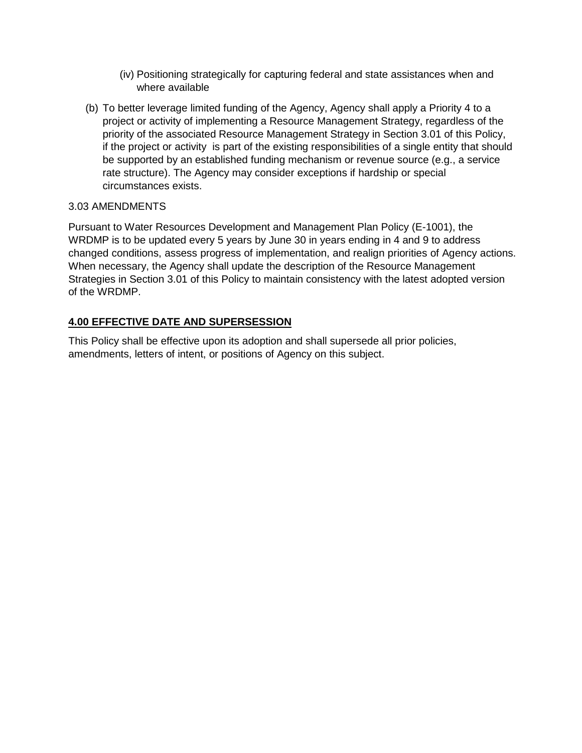(iv) Positioning strategically for capturing federal and state assistances when and where available

(b) To better leverage limited funding of the Agency, Agency shall apply a Priority 4 to a project or activity of implementing a Resource Management Strategy, regardless of the priority of the associated Resource Management Strategy in Section 3.01 of this Policy, if the project or activity is part of the existing responsibilities of a single entity that should be supported by an established funding mechanism or revenue source (e.g., a service rate structure). The Agency may consider exceptions if hardship or special circumstances exists.

3.03 AMENDMENTS

Pursuant to Water Resources Development and Management Plan Policy (E-1001), the WRDMP is to be updated every 5 years by June 30 in years ending in 4 and 9 to address changed conditions, assess progress of implementation, and realign priorities of Agency actions. When necessary, the Agency shall update the description of the Resource Management Strategies in Section 3.01 of this Policy to maintain consistency with the latest adopted version of the WRDMP.

## 4.00 EFFECTIVE DATE AND SUPERSESSION

This Policy shall be effective upon its adoption and shall supersede all prior policies, amendments, letters of intent, or positions of Agency on this subject.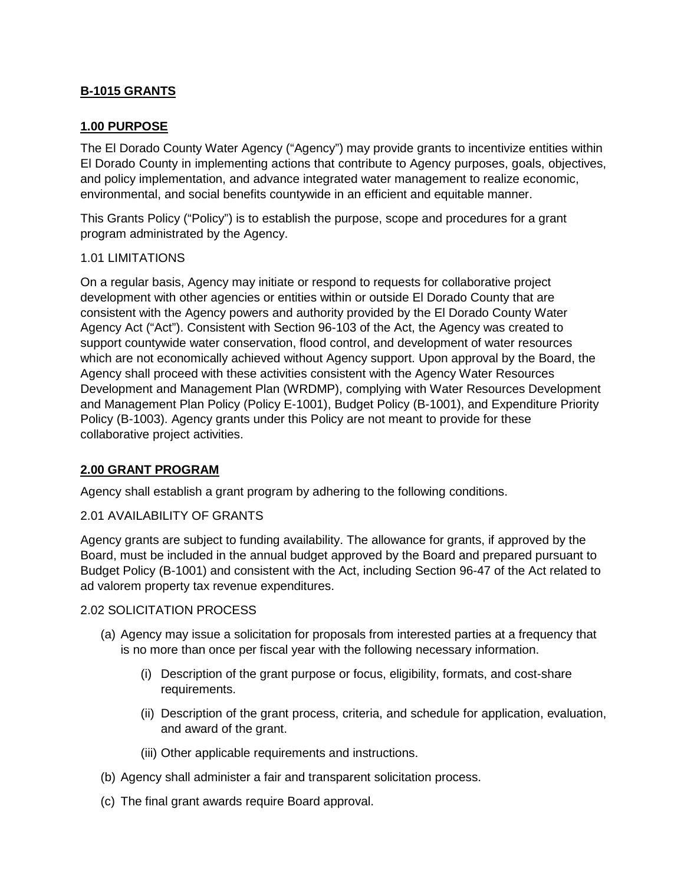## **B-1015 GRANTS**

### **1.00 PURPOSE**

The El Dorado County Water Agency ("Agency") may provide grants to incentivize entities within El Dorado County in implementing actions that contribute to Agency purposes, goals, objectives, and policy implementation, and advance integrated water management to realize economic, environmental, and social benefits countywide in an efficient and equitable manner.

This Grants Policy ("Policy") is to establish the purpose, scope and procedures for a grant program administrated by the Agency.

#### 1.01 LIMITATIONS

On a regular basis, Agency may initiate or respond to requests for collaborative project development with other agencies or entities within or outside El Dorado County that are consistent with the Agency powers and authority provided by the El Dorado County Water Agency Act ("Act"). Consistent with Section 96-103 of the Act, the Agency was created to support countywide water conservation, flood control, and development of water resources which are not economically achieved without Agency support. Upon approval by the Board, the Agency shall proceed with these activities consistent with the Agency Water Resources Development and Management Plan (WRDMP), complying with Water Resources Development and Management Plan Policy (Policy E-1001), Budget Policy (B-1001), and Expenditure Priority Policy (B-1003). Agency grants under this Policy are not meant to provide for these collaborative project activities.

### **2.00 GRANT PROGRAM**

Agency shall establish a grant program by adhering to the following conditions.

#### 2.01 AVAILABILITY OF GRANTS

Agency grants are subject to funding availability. The allowance for grants, if approved by the Board, must be included in the annual budget approved by the Board and prepared pursuant to Budget Policy (B-1001) and consistent with the Act, including Section 96-47 of the Act related to ad valorem property tax revenue expenditures.

#### 2.02 SOLICITATION PROCESS

(a) Agency may issue a solicitation for proposals from interested parties at a frequency that is no more than once per fiscal year with the following necessary information.

   (i) Description of the grant purpose or focus, eligibility, formats, and cost-share requirements.

   (ii) Description of the grant process, criteria, and schedule for application, evaluation, and award of the grant.

   (iii) Other applicable requirements and instructions.

(b) Agency shall administer a fair and transparent solicitation process.

(c) The final grant awards require Board approval.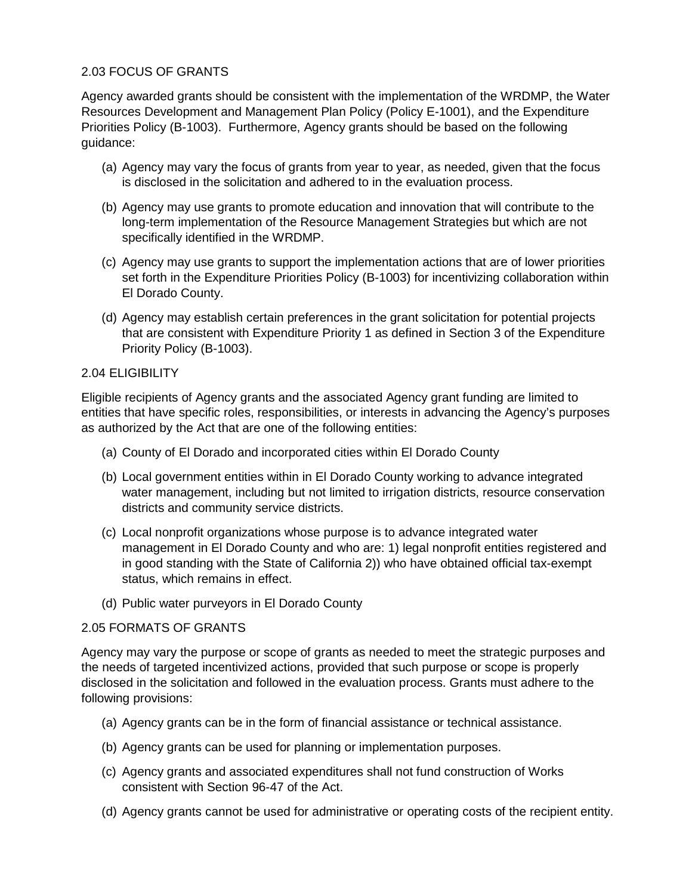2.03 FOCUS OF GRANTS

Agency awarded grants should be consistent with the implementation of the WRDMP, the Water Resources Development and Management Plan Policy (Policy E-1001), and the Expenditure Priorities Policy (B-1003). Furthermore, Agency grants should be based on the following guidance:

(a) Agency may vary the focus of grants from year to year, as needed, given that the focus is disclosed in the solicitation and adhered to in the evaluation process.

(b) Agency may use grants to promote education and innovation that will contribute to the long-term implementation of the Resource Management Strategies but which are not specifically identified in the WRDMP.

(c) Agency may use grants to support the implementation actions that are of lower priorities set forth in the Expenditure Priorities Policy (B-1003) for incentivizing collaboration within El Dorado County.

(d) Agency may establish certain preferences in the grant solicitation for potential projects that are consistent with Expenditure Priority 1 as defined in Section 3 of the Expenditure Priority Policy (B-1003).

2.04 ELIGIBILITY

Eligible recipients of Agency grants and the associated Agency grant funding are limited to entities that have specific roles, responsibilities, or interests in advancing the Agency's purposes as authorized by the Act that are one of the following entities:

(a) County of El Dorado and incorporated cities within El Dorado County

(b) Local government entities within in El Dorado County working to advance integrated water management, including but not limited to irrigation districts, resource conservation districts and community service districts.

(c) Local nonprofit organizations whose purpose is to advance integrated water management in El Dorado County and who are: 1) legal nonprofit entities registered and in good standing with the State of California 2)) who have obtained official tax-exempt status, which remains in effect.

(d) Public water purveyors in El Dorado County

2.05 FORMATS OF GRANTS

Agency may vary the purpose or scope of grants as needed to meet the strategic purposes and the needs of targeted incentivized actions, provided that such purpose or scope is properly disclosed in the solicitation and followed in the evaluation process. Grants must adhere to the following provisions:

(a) Agency grants can be in the form of financial assistance or technical assistance.

(b) Agency grants can be used for planning or implementation purposes.

(c) Agency grants and associated expenditures shall not fund construction of Works consistent with Section 96-47 of the Act.

(d) Agency grants cannot be used for administrative or operating costs of the recipient entity.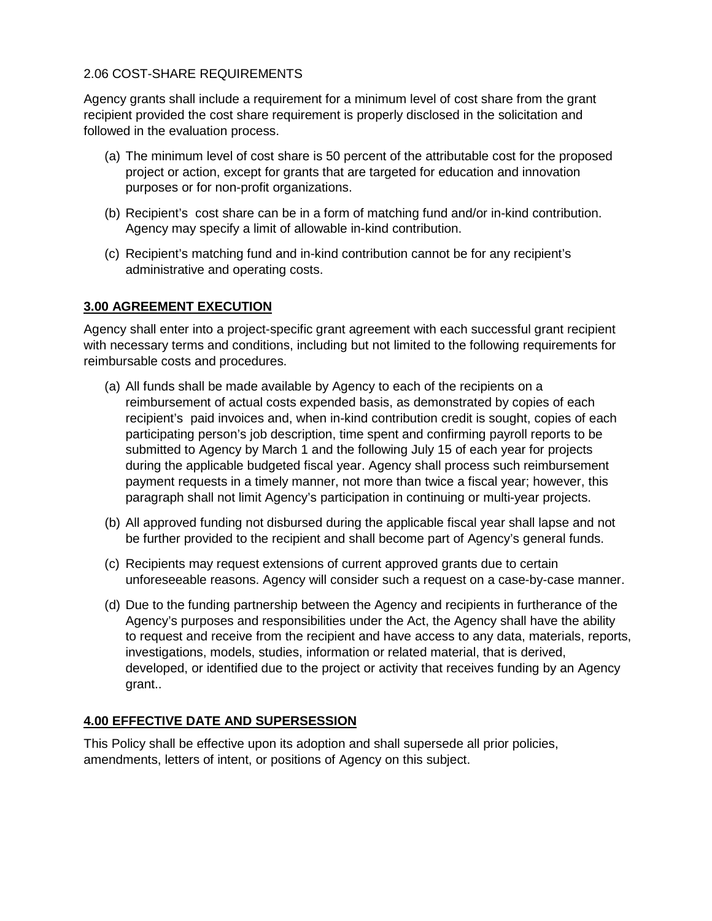2.06 COST-SHARE REQUIREMENTS

Agency grants shall include a requirement for a minimum level of cost share from the grant recipient provided the cost share requirement is properly disclosed in the solicitation and followed in the evaluation process.

(a) The minimum level of cost share is 50 percent of the attributable cost for the proposed project or action, except for grants that are targeted for education and innovation purposes or for non-profit organizations.

(b) Recipient's cost share can be in a form of matching fund and/or in-kind contribution. Agency may specify a limit of allowable in-kind contribution.

(c) Recipient's matching fund and in-kind contribution cannot be for any recipient's administrative and operating costs.

## 3.00 AGREEMENT EXECUTION

Agency shall enter into a project-specific grant agreement with each successful grant recipient with necessary terms and conditions, including but not limited to the following requirements for reimbursable costs and procedures.

(a) All funds shall be made available by Agency to each of the recipients on a reimbursement of actual costs expended basis, as demonstrated by copies of each recipient's paid invoices and, when in-kind contribution credit is sought, copies of each participating person's job description, time spent and confirming payroll reports to be submitted to Agency by March 1 and the following July 15 of each year for projects during the applicable budgeted fiscal year. Agency shall process such reimbursement payment requests in a timely manner, not more than twice a fiscal year; however, this paragraph shall not limit Agency's participation in continuing or multi-year projects.

(b) All approved funding not disbursed during the applicable fiscal year shall lapse and not be further provided to the recipient and shall become part of Agency's general funds.

(c) Recipients may request extensions of current approved grants due to certain unforeseeable reasons. Agency will consider such a request on a case-by-case manner.

(d) Due to the funding partnership between the Agency and recipients in furtherance of the Agency's purposes and responsibilities under the Act, the Agency shall have the ability to request and receive from the recipient and have access to any data, materials, reports, investigations, models, studies, information or related material, that is derived, developed, or identified due to the project or activity that receives funding by an Agency grant..

## 4.00 EFFECTIVE DATE AND SUPERSESSION

This Policy shall be effective upon its adoption and shall supersede all prior policies, amendments, letters of intent, or positions of Agency on this subject.